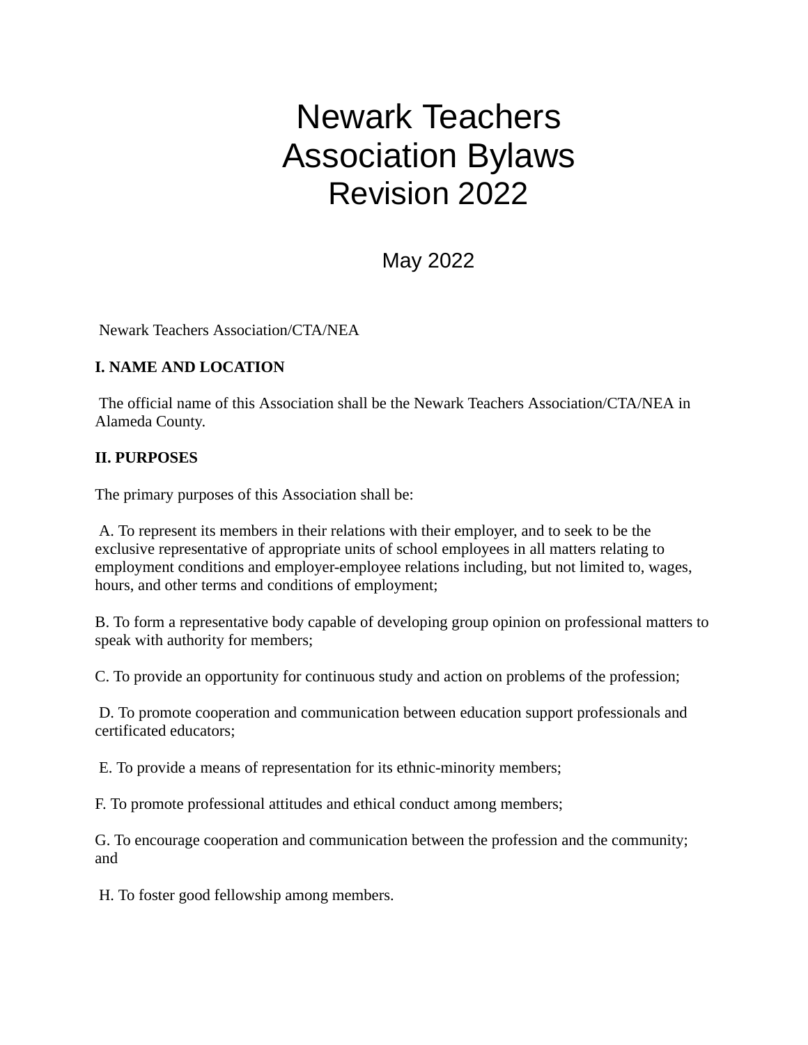# Newark Teachers Association Bylaws Revision 2022

May 2022

Newark Teachers Association/CTA/NEA

**I. NAME AND LOCATION**

The official name of this Association shall be the Newark Teachers Association/CTA/NEA in Alameda County.

**II. PURPOSES**

The primary purposes of this Association shall be:

A. To represent its members in their relations with their employer, and to seek to be the exclusive representative of appropriate units of school employees in all matters relating to employment conditions and employer-employee relations including, but not limited to, wages, hours, and other terms and conditions of employment;

B. To form a representative body capable of developing group opinion on professional matters to speak with authority for members;

C. To provide an opportunity for continuous study and action on problems of the profession;

D. To promote cooperation and communication between education support professionals and certificated educators;

E. To provide a means of representation for its ethnic-minority members;

F. To promote professional attitudes and ethical conduct among members;

G. To encourage cooperation and communication between the profession and the community; and

H. To foster good fellowship among members.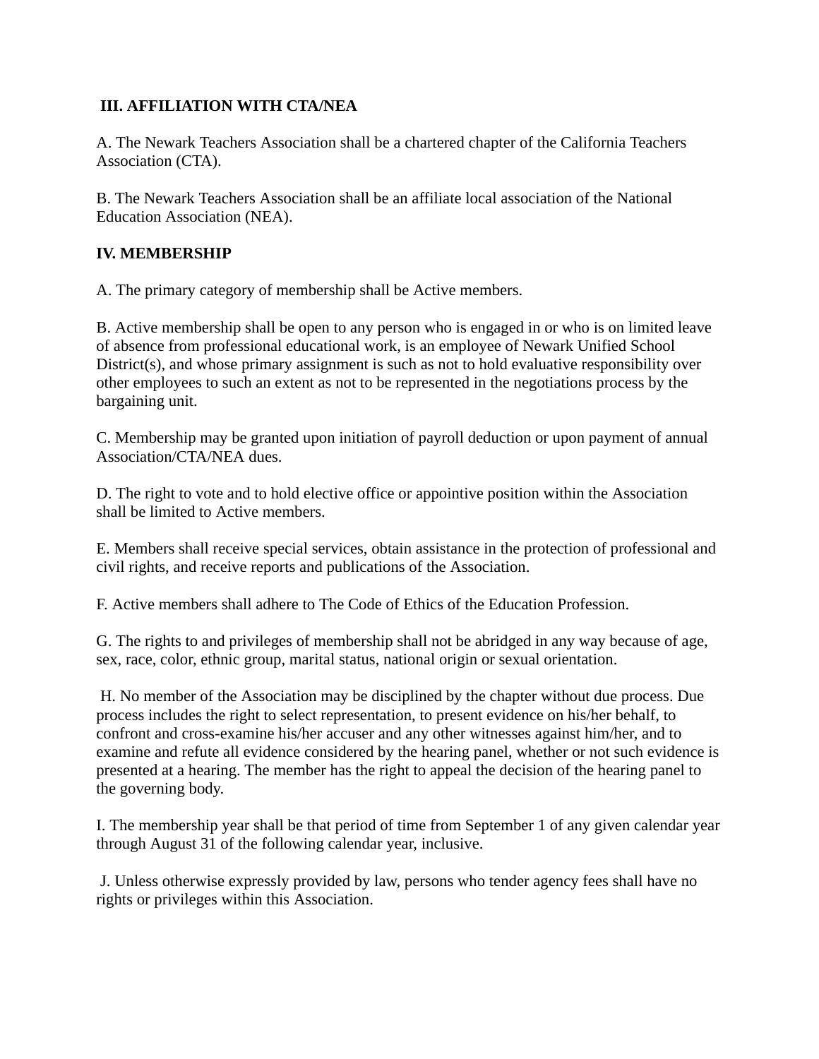## III. AFFILIATION WITH CTA/NEA

A. The Newark Teachers Association shall be a chartered chapter of the California Teachers Association (CTA).

B. The Newark Teachers Association shall be an affiliate local association of the National Education Association (NEA).

## IV. MEMBERSHIP

A. The primary category of membership shall be Active members.

B. Active membership shall be open to any person who is engaged in or who is on limited leave of absence from professional educational work, is an employee of Newark Unified School District(s), and whose primary assignment is such as not to hold evaluative responsibility over other employees to such an extent as not to be represented in the negotiations process by the bargaining unit.

C. Membership may be granted upon initiation of payroll deduction or upon payment of annual Association/CTA/NEA dues.

D. The right to vote and to hold elective office or appointive position within the Association shall be limited to Active members.

E. Members shall receive special services, obtain assistance in the protection of professional and civil rights, and receive reports and publications of the Association.

F. Active members shall adhere to The Code of Ethics of the Education Profession.

G. The rights to and privileges of membership shall not be abridged in any way because of age, sex, race, color, ethnic group, marital status, national origin or sexual orientation.

H. No member of the Association may be disciplined by the chapter without due process. Due process includes the right to select representation, to present evidence on his/her behalf, to confront and cross-examine his/her accuser and any other witnesses against him/her, and to examine and refute all evidence considered by the hearing panel, whether or not such evidence is presented at a hearing. The member has the right to appeal the decision of the hearing panel to the governing body.

I. The membership year shall be that period of time from September 1 of any given calendar year through August 31 of the following calendar year, inclusive.

J. Unless otherwise expressly provided by law, persons who tender agency fees shall have no rights or privileges within this Association.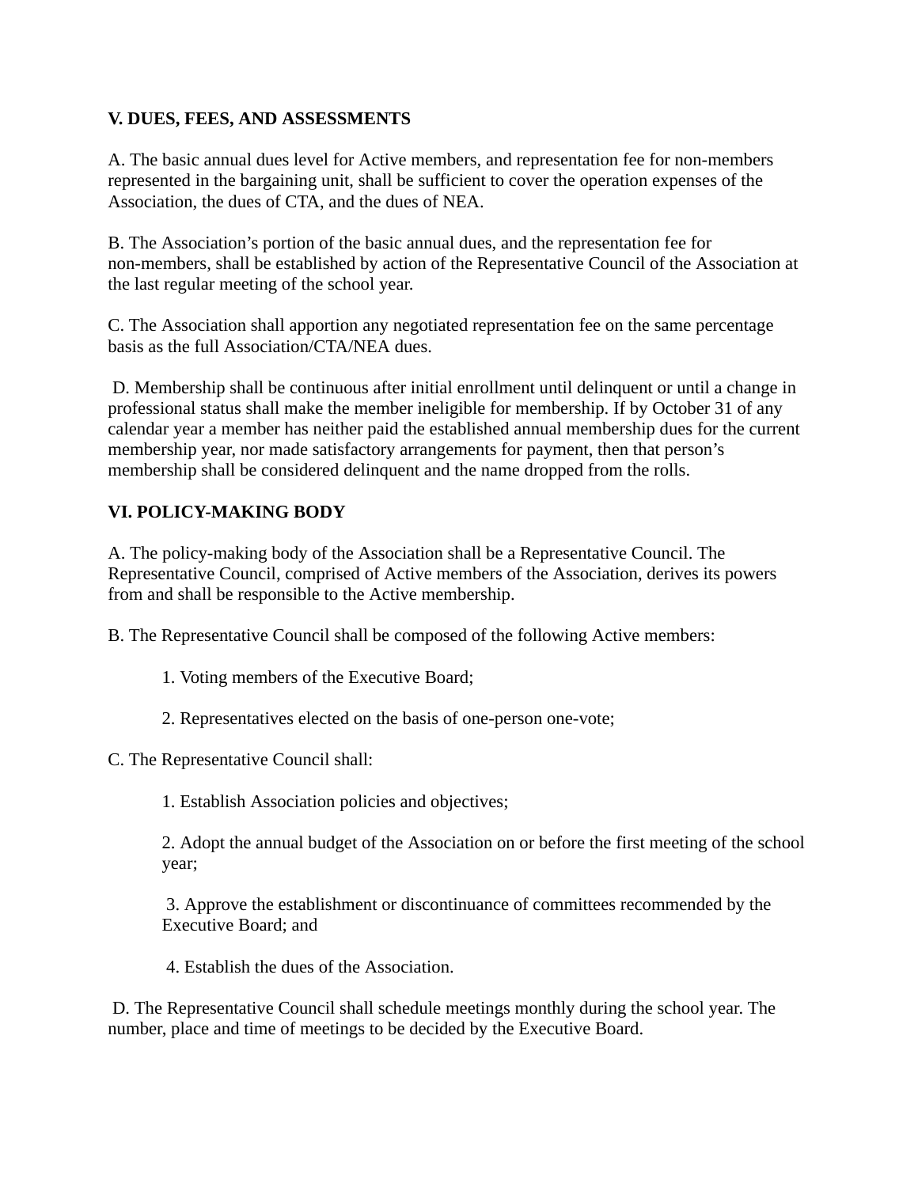## V. DUES, FEES, AND ASSESSMENTS

A. The basic annual dues level for Active members, and representation fee for non-members represented in the bargaining unit, shall be sufficient to cover the operation expenses of the Association, the dues of CTA, and the dues of NEA.

B. The Association's portion of the basic annual dues, and the representation fee for non-members, shall be established by action of the Representative Council of the Association at the last regular meeting of the school year.

C. The Association shall apportion any negotiated representation fee on the same percentage basis as the full Association/CTA/NEA dues.

D. Membership shall be continuous after initial enrollment until delinquent or until a change in professional status shall make the member ineligible for membership. If by October 31 of any calendar year a member has neither paid the established annual membership dues for the current membership year, nor made satisfactory arrangements for payment, then that person's membership shall be considered delinquent and the name dropped from the rolls.

## VI. POLICY-MAKING BODY

A. The policy-making body of the Association shall be a Representative Council. The Representative Council, comprised of Active members of the Association, derives its powers from and shall be responsible to the Active membership.

B. The Representative Council shall be composed of the following Active members:

1. Voting members of the Executive Board;

2. Representatives elected on the basis of one-person one-vote;

C. The Representative Council shall:

1. Establish Association policies and objectives;

2. Adopt the annual budget of the Association on or before the first meeting of the school year;

3. Approve the establishment or discontinuance of committees recommended by the Executive Board; and

4. Establish the dues of the Association.

D. The Representative Council shall schedule meetings monthly during the school year. The number, place and time of meetings to be decided by the Executive Board.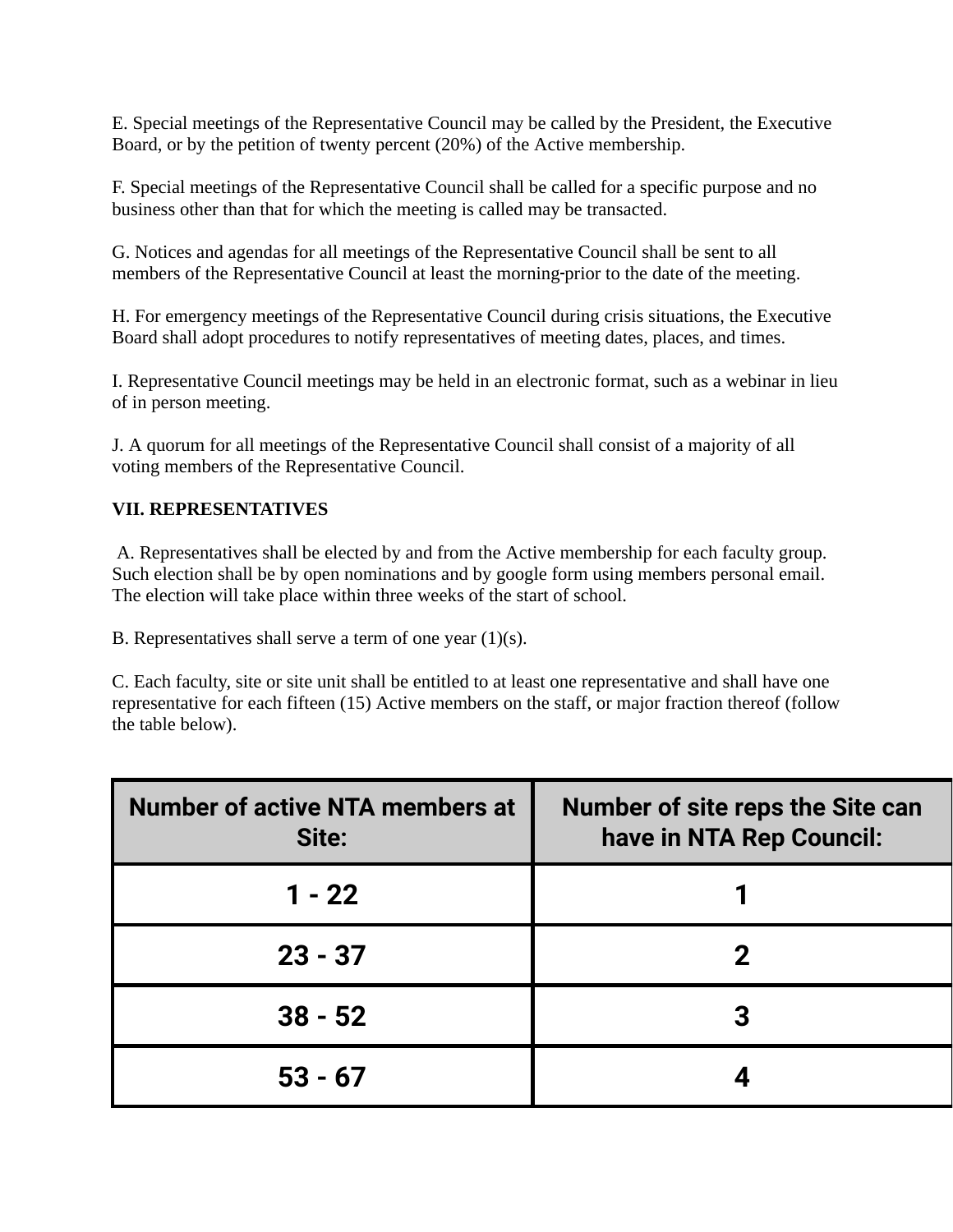E. Special meetings of the Representative Council may be called by the President, the Executive Board, or by the petition of twenty percent (20%) of the Active membership.

F. Special meetings of the Representative Council shall be called for a specific purpose and no business other than that for which the meeting is called may be transacted.

G. Notices and agendas for all meetings of the Representative Council shall be sent to all members of the Representative Council at least the morning-prior to the date of the meeting.

H. For emergency meetings of the Representative Council during crisis situations, the Executive Board shall adopt procedures to notify representatives of meeting dates, places, and times.

I. Representative Council meetings may be held in an electronic format, such as a webinar in lieu of in person meeting.

J. A quorum for all meetings of the Representative Council shall consist of a majority of all voting members of the Representative Council.

**VII. REPRESENTATIVES**

A. Representatives shall be elected by and from the Active membership for each faculty group. Such election shall be by open nominations and by google form using members personal email. The election will take place within three weeks of the start of school.

B. Representatives shall serve a term of one year (1)(s).

C. Each faculty, site or site unit shall be entitled to at least one representative and shall have one representative for each fifteen (15) Active members on the staff, or major fraction thereof (follow the table below).

| Number of active NTA members at Site: | Number of site reps the Site can have in NTA Rep Council: |
| --- | --- |
| 1 - 22 | 1 |
| 23 - 37 | 2 |
| 38 - 52 | 3 |
| 53 - 67 | 4 |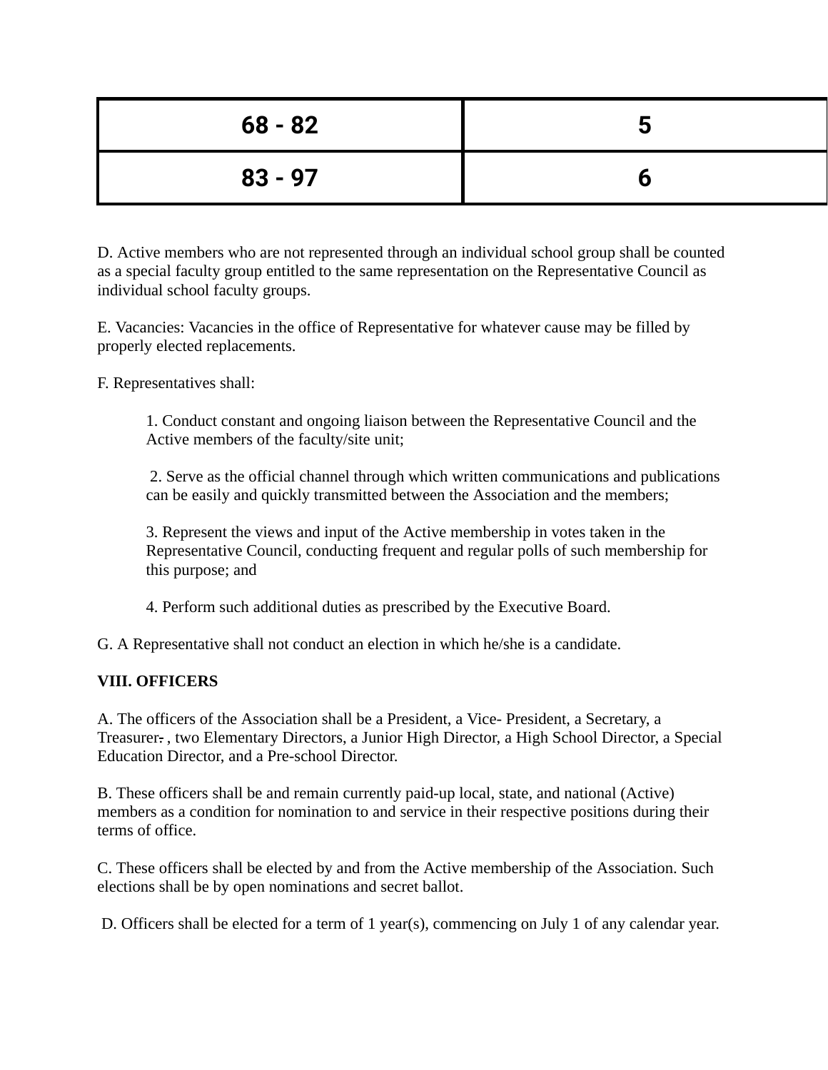| 68 - 82 | 5 |
|---|---|
| 83 - 97 | 6 |

D. Active members who are not represented through an individual school group shall be counted as a special faculty group entitled to the same representation on the Representative Council as individual school faculty groups.

E. Vacancies: Vacancies in the office of Representative for whatever cause may be filled by properly elected replacements.

F. Representatives shall:

1. Conduct constant and ongoing liaison between the Representative Council and the Active members of the faculty/site unit;

2. Serve as the official channel through which written communications and publications can be easily and quickly transmitted between the Association and the members;

3. Represent the views and input of the Active membership in votes taken in the Representative Council, conducting frequent and regular polls of such membership for this purpose; and

4. Perform such additional duties as prescribed by the Executive Board.

G. A Representative shall not conduct an election in which he/she is a candidate.

**VIII. OFFICERS**

A. The officers of the Association shall be a President, a Vice- President, a Secretary, a Treasurer~~.~~ , two Elementary Directors, a Junior High Director, a High School Director, a Special Education Director, and a Pre-school Director.

B. These officers shall be and remain currently paid-up local, state, and national (Active) members as a condition for nomination to and service in their respective positions during their terms of office.

C. These officers shall be elected by and from the Active membership of the Association. Such elections shall be by open nominations and secret ballot.

D. Officers shall be elected for a term of 1 year(s), commencing on July 1 of any calendar year.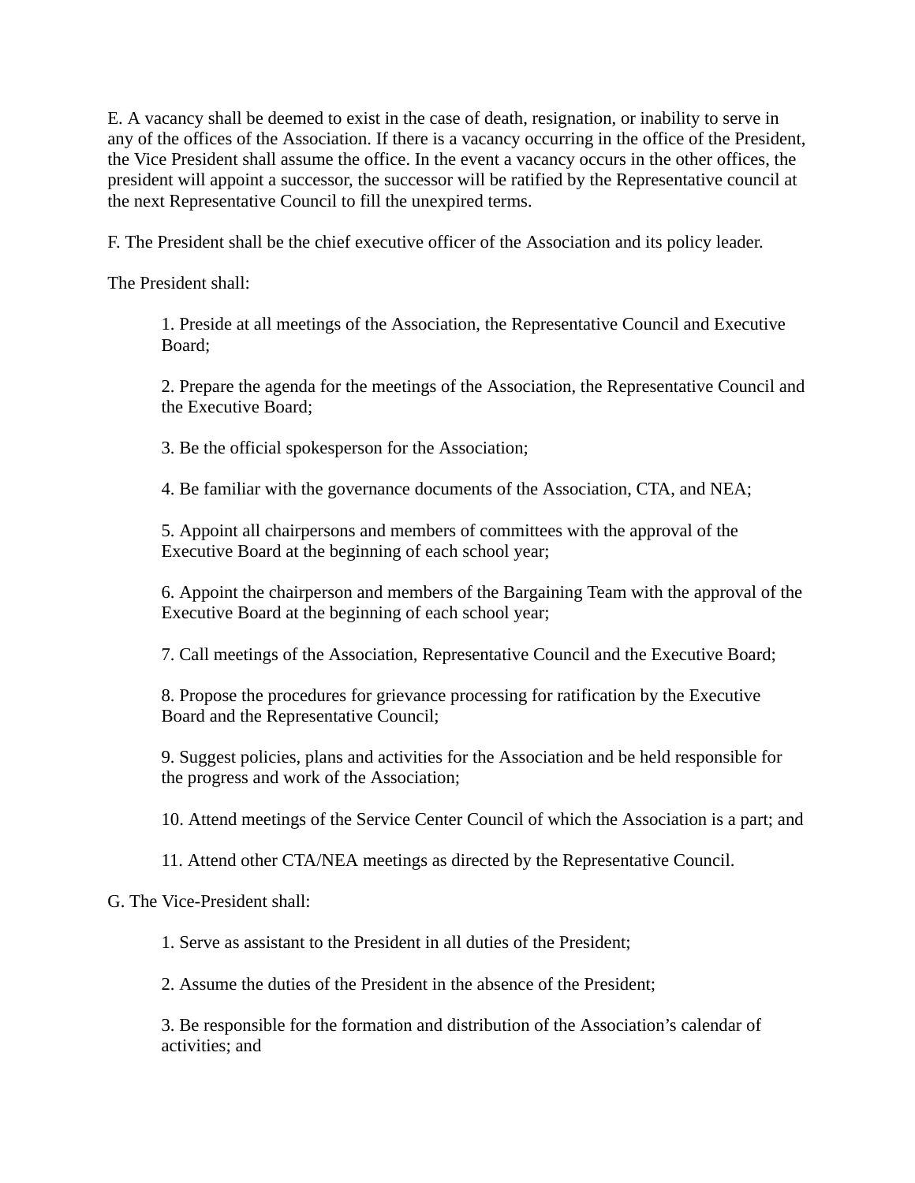E. A vacancy shall be deemed to exist in the case of death, resignation, or inability to serve in any of the offices of the Association. If there is a vacancy occurring in the office of the President, the Vice President shall assume the office. In the event a vacancy occurs in the other offices, the president will appoint a successor, the successor will be ratified by the Representative council at the next Representative Council to fill the unexpired terms.

F. The President shall be the chief executive officer of the Association and its policy leader.

The President shall:

1. Preside at all meetings of the Association, the Representative Council and Executive Board;

2. Prepare the agenda for the meetings of the Association, the Representative Council and the Executive Board;

3. Be the official spokesperson for the Association;

4. Be familiar with the governance documents of the Association, CTA, and NEA;

5. Appoint all chairpersons and members of committees with the approval of the Executive Board at the beginning of each school year;

6. Appoint the chairperson and members of the Bargaining Team with the approval of the Executive Board at the beginning of each school year;

7. Call meetings of the Association, Representative Council and the Executive Board;

8. Propose the procedures for grievance processing for ratification by the Executive Board and the Representative Council;

9. Suggest policies, plans and activities for the Association and be held responsible for the progress and work of the Association;

10. Attend meetings of the Service Center Council of which the Association is a part; and

11. Attend other CTA/NEA meetings as directed by the Representative Council.

G. The Vice-President shall:

1. Serve as assistant to the President in all duties of the President;

2. Assume the duties of the President in the absence of the President;

3. Be responsible for the formation and distribution of the Association's calendar of activities; and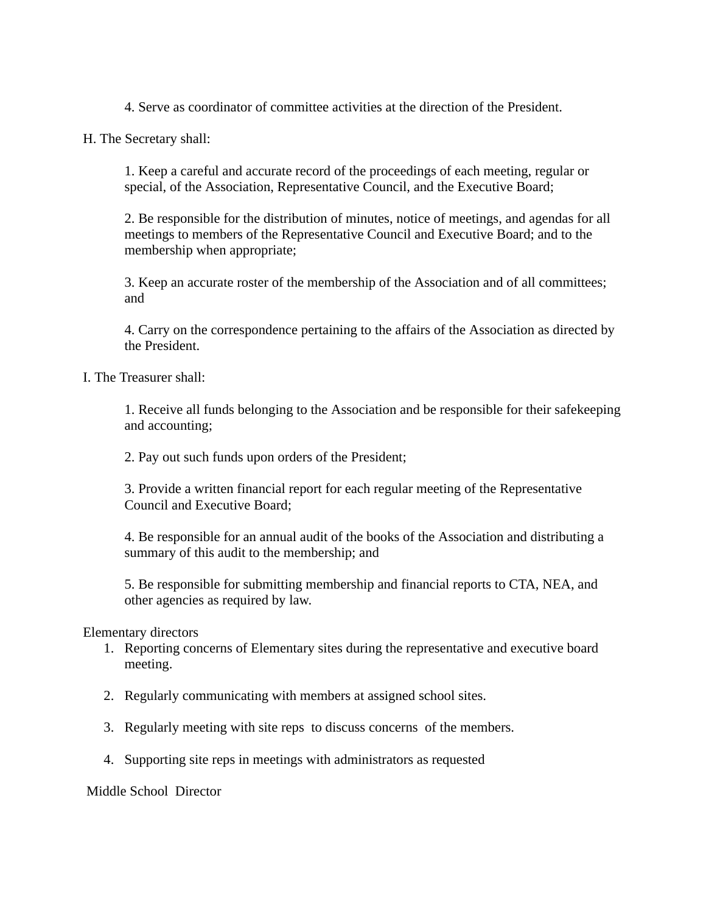4. Serve as coordinator of committee activities at the direction of the President.

H. The Secretary shall:

1. Keep a careful and accurate record of the proceedings of each meeting, regular or special, of the Association, Representative Council, and the Executive Board;

2. Be responsible for the distribution of minutes, notice of meetings, and agendas for all meetings to members of the Representative Council and Executive Board; and to the membership when appropriate;

3. Keep an accurate roster of the membership of the Association and of all committees; and

4. Carry on the correspondence pertaining to the affairs of the Association as directed by the President.

I. The Treasurer shall:

1. Receive all funds belonging to the Association and be responsible for their safekeeping and accounting;

2. Pay out such funds upon orders of the President;

3. Provide a written financial report for each regular meeting of the Representative Council and Executive Board;

4. Be responsible for an annual audit of the books of the Association and distributing a summary of this audit to the membership; and

5. Be responsible for submitting membership and financial reports to CTA, NEA, and other agencies as required by law.

Elementary directors

1. Reporting concerns of Elementary sites during the representative and executive board meeting.

2. Regularly communicating with members at assigned school sites.

3. Regularly meeting with site reps to discuss concerns of the members.

4. Supporting site reps in meetings with administrators as requested

Middle School Director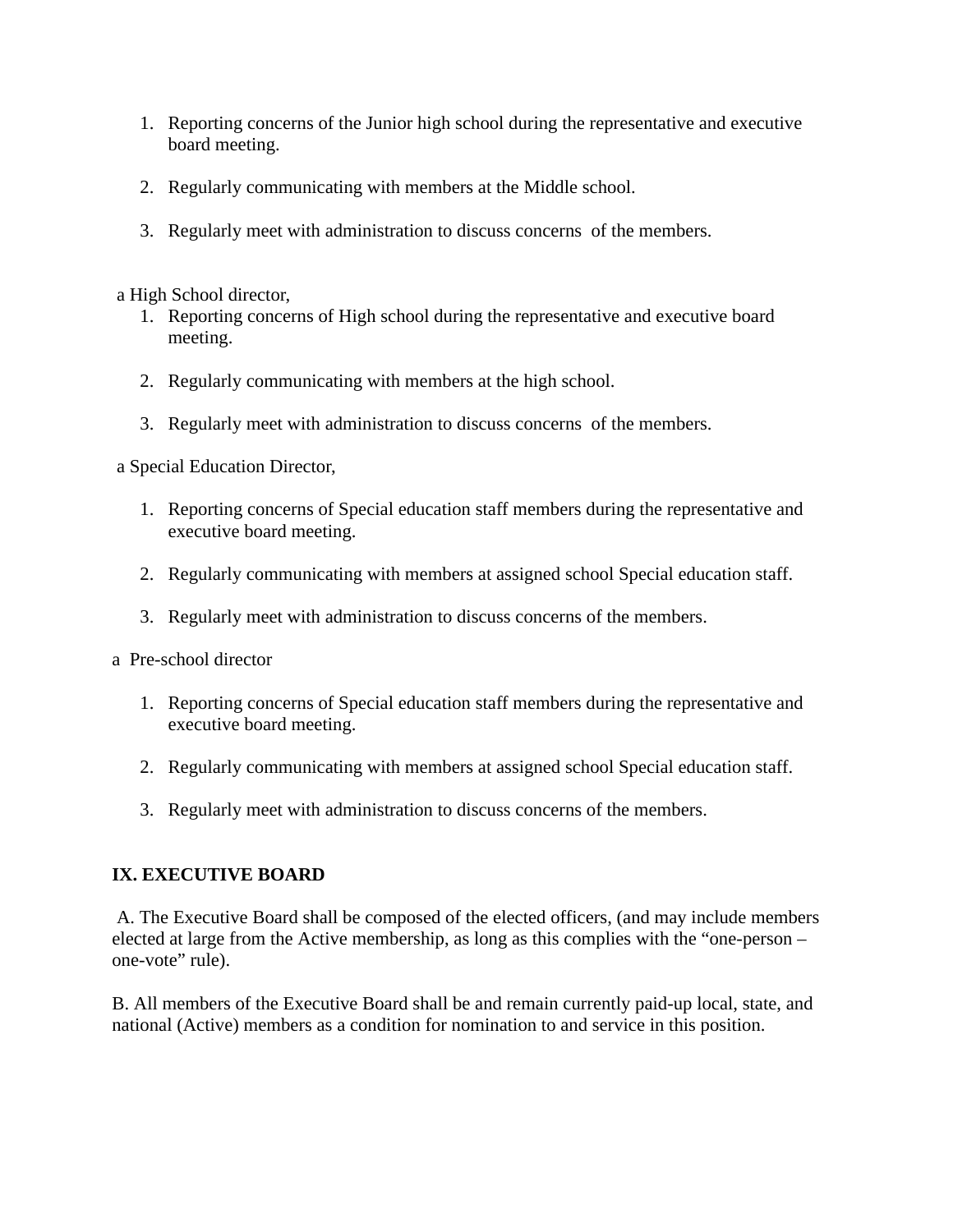1. Reporting concerns of the Junior high school during the representative and executive board meeting.

2. Regularly communicating with members at the Middle school.

3. Regularly meet with administration to discuss concerns  of the members.

a High School director,

1. Reporting concerns of High school during the representative and executive board meeting.

2. Regularly communicating with members at the high school.

3. Regularly meet with administration to discuss concerns  of the members.

a Special Education Director,

1. Reporting concerns of Special education staff members during the representative and executive board meeting.

2. Regularly communicating with members at assigned school Special education staff.

3. Regularly meet with administration to discuss concerns of the members.

a  Pre-school director

1. Reporting concerns of Special education staff members during the representative and executive board meeting.

2. Regularly communicating with members at assigned school Special education staff.

3. Regularly meet with administration to discuss concerns of the members.

**IX. EXECUTIVE BOARD**

A. The Executive Board shall be composed of the elected officers, (and may include members elected at large from the Active membership, as long as this complies with the “one-person – one-vote” rule).

B. All members of the Executive Board shall be and remain currently paid-up local, state, and national (Active) members as a condition for nomination to and service in this position.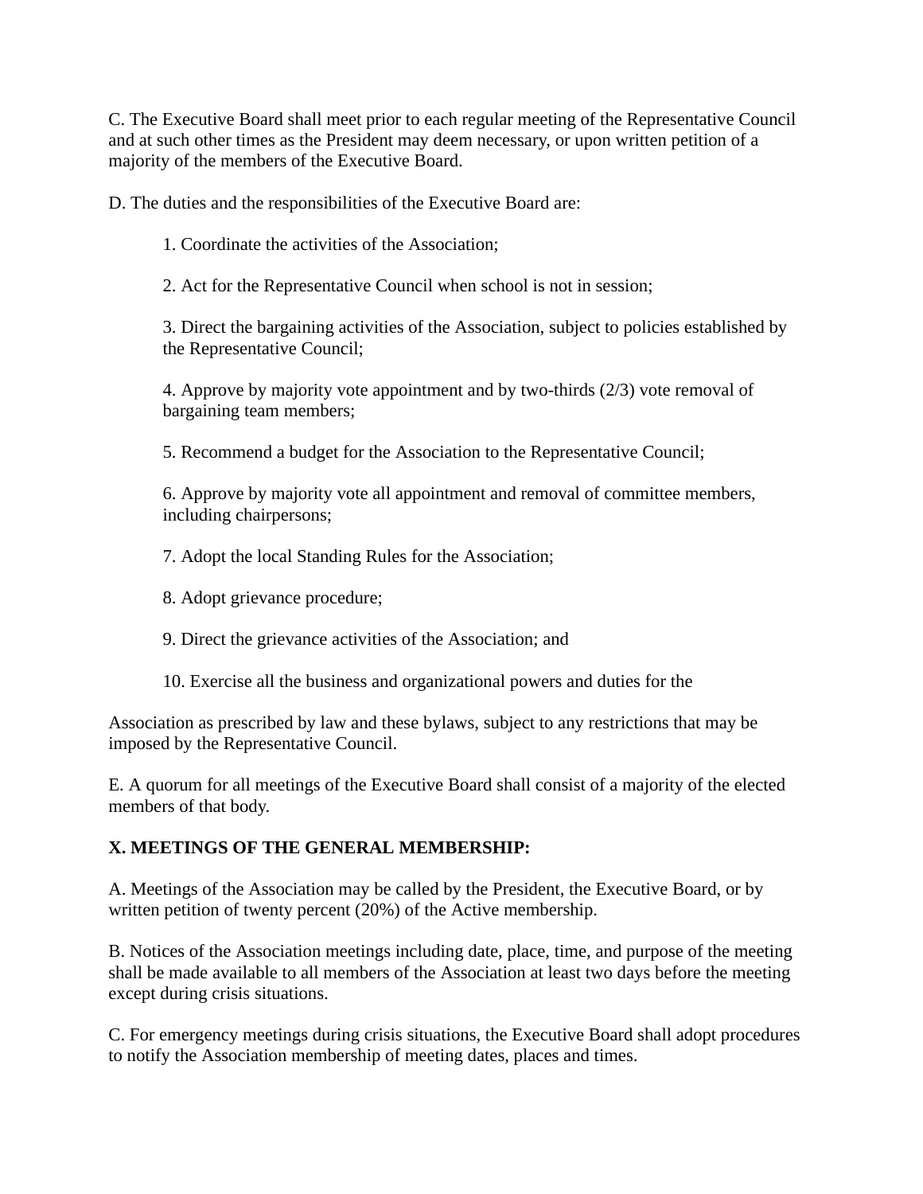C. The Executive Board shall meet prior to each regular meeting of the Representative Council and at such other times as the President may deem necessary, or upon written petition of a majority of the members of the Executive Board.

D. The duties and the responsibilities of the Executive Board are:

1. Coordinate the activities of the Association;

2. Act for the Representative Council when school is not in session;

3. Direct the bargaining activities of the Association, subject to policies established by the Representative Council;

4. Approve by majority vote appointment and by two-thirds (2/3) vote removal of bargaining team members;

5. Recommend a budget for the Association to the Representative Council;

6. Approve by majority vote all appointment and removal of committee members, including chairpersons;

7. Adopt the local Standing Rules for the Association;

8. Adopt grievance procedure;

9. Direct the grievance activities of the Association; and

10. Exercise all the business and organizational powers and duties for the

Association as prescribed by law and these bylaws, subject to any restrictions that may be imposed by the Representative Council.

E. A quorum for all meetings of the Executive Board shall consist of a majority of the elected members of that body.

**X. MEETINGS OF THE GENERAL MEMBERSHIP:**

A. Meetings of the Association may be called by the President, the Executive Board, or by written petition of twenty percent (20%) of the Active membership.

B. Notices of the Association meetings including date, place, time, and purpose of the meeting shall be made available to all members of the Association at least two days before the meeting except during crisis situations.

C. For emergency meetings during crisis situations, the Executive Board shall adopt procedures to notify the Association membership of meeting dates, places and times.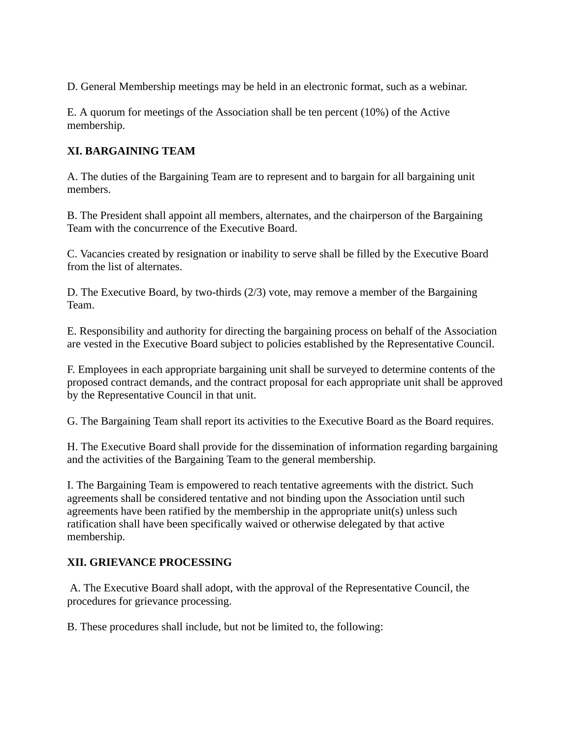D. General Membership meetings may be held in an electronic format, such as a webinar.

E. A quorum for meetings of the Association shall be ten percent (10%) of the Active membership.

## XI. BARGAINING TEAM

A. The duties of the Bargaining Team are to represent and to bargain for all bargaining unit members.

B. The President shall appoint all members, alternates, and the chairperson of the Bargaining Team with the concurrence of the Executive Board.

C. Vacancies created by resignation or inability to serve shall be filled by the Executive Board from the list of alternates.

D. The Executive Board, by two-thirds (2/3) vote, may remove a member of the Bargaining Team.

E. Responsibility and authority for directing the bargaining process on behalf of the Association are vested in the Executive Board subject to policies established by the Representative Council.

F. Employees in each appropriate bargaining unit shall be surveyed to determine contents of the proposed contract demands, and the contract proposal for each appropriate unit shall be approved by the Representative Council in that unit.

G. The Bargaining Team shall report its activities to the Executive Board as the Board requires.

H. The Executive Board shall provide for the dissemination of information regarding bargaining and the activities of the Bargaining Team to the general membership.

I. The Bargaining Team is empowered to reach tentative agreements with the district. Such agreements shall be considered tentative and not binding upon the Association until such agreements have been ratified by the membership in the appropriate unit(s) unless such ratification shall have been specifically waived or otherwise delegated by that active membership.

## XII. GRIEVANCE PROCESSING

A. The Executive Board shall adopt, with the approval of the Representative Council, the procedures for grievance processing.

B. These procedures shall include, but not be limited to, the following: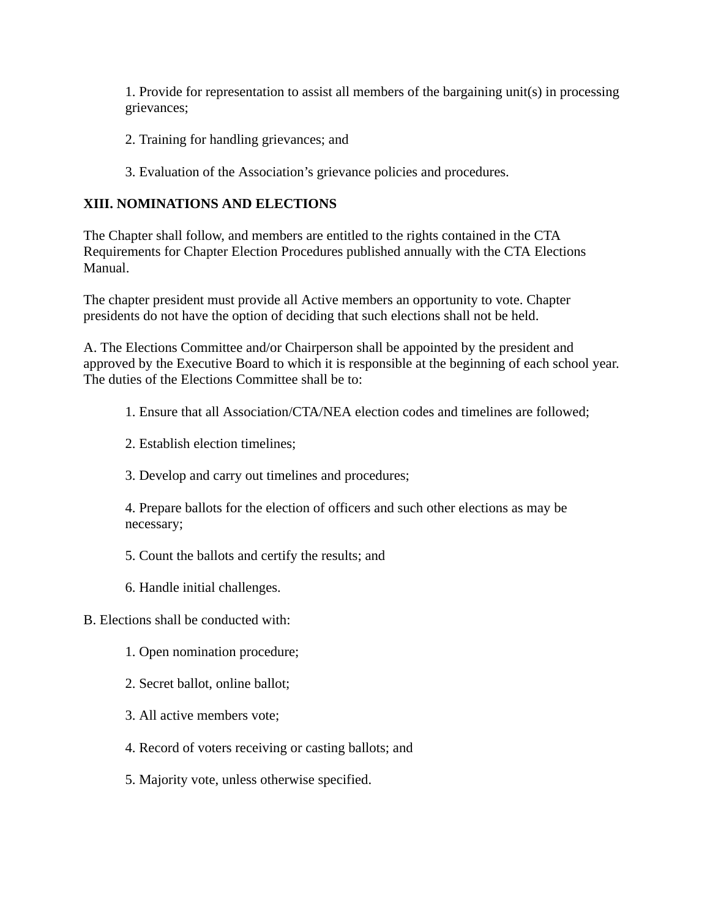1. Provide for representation to assist all members of the bargaining unit(s) in processing grievances;

2. Training for handling grievances; and

3. Evaluation of the Association's grievance policies and procedures.

## XIII. NOMINATIONS AND ELECTIONS

The Chapter shall follow, and members are entitled to the rights contained in the CTA Requirements for Chapter Election Procedures published annually with the CTA Elections Manual.

The chapter president must provide all Active members an opportunity to vote. Chapter presidents do not have the option of deciding that such elections shall not be held.

A. The Elections Committee and/or Chairperson shall be appointed by the president and approved by the Executive Board to which it is responsible at the beginning of each school year. The duties of the Elections Committee shall be to:

1. Ensure that all Association/CTA/NEA election codes and timelines are followed;

2. Establish election timelines;

3. Develop and carry out timelines and procedures;

4. Prepare ballots for the election of officers and such other elections as may be necessary;

5. Count the ballots and certify the results; and

6. Handle initial challenges.

B. Elections shall be conducted with:

1. Open nomination procedure;

2. Secret ballot, online ballot;

3. All active members vote;

4. Record of voters receiving or casting ballots; and

5. Majority vote, unless otherwise specified.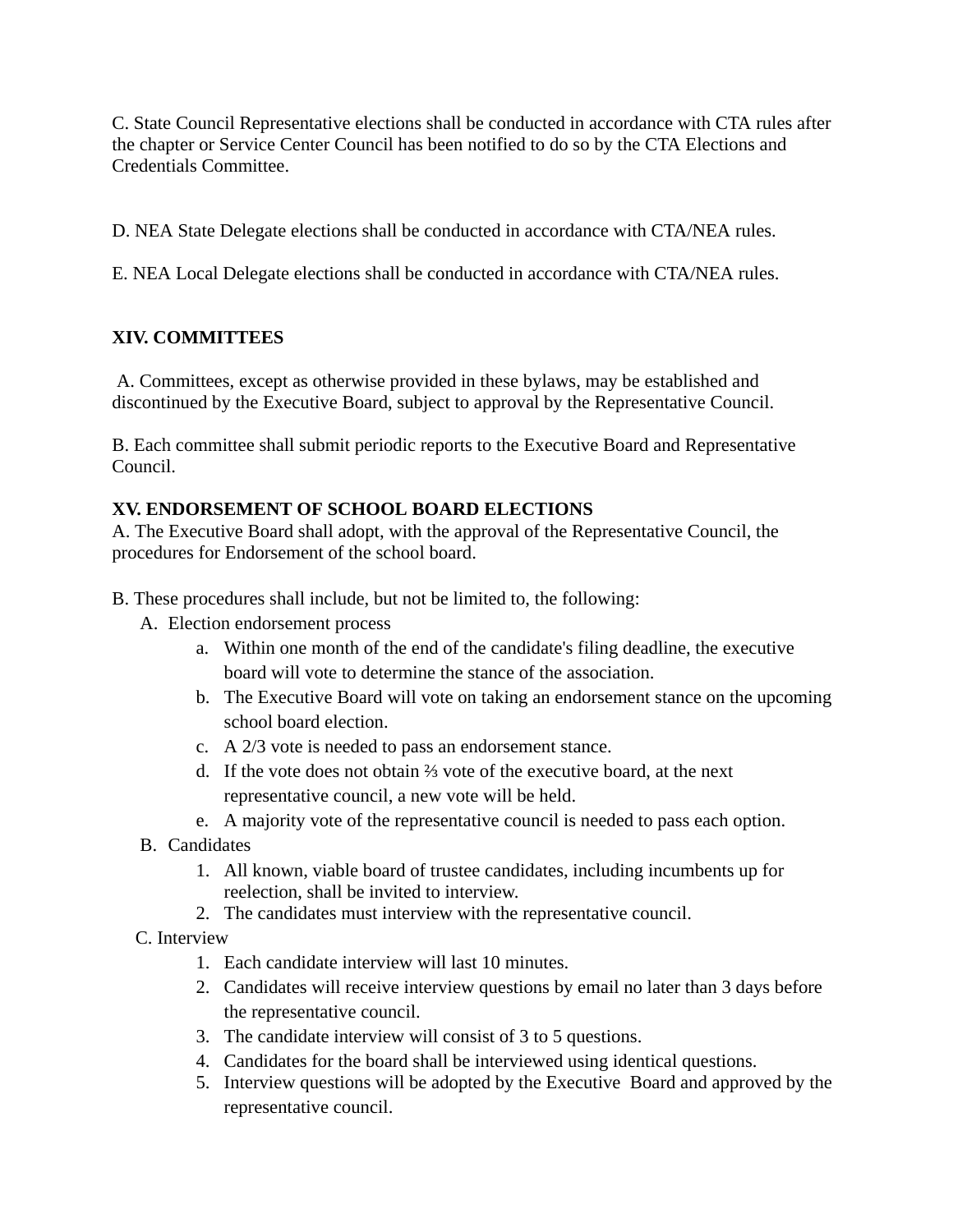C. State Council Representative elections shall be conducted in accordance with CTA rules after the chapter or Service Center Council has been notified to do so by the CTA Elections and Credentials Committee.

D. NEA State Delegate elections shall be conducted in accordance with CTA/NEA rules.

E. NEA Local Delegate elections shall be conducted in accordance with CTA/NEA rules.

## XIV. COMMITTEES

A. Committees, except as otherwise provided in these bylaws, may be established and discontinued by the Executive Board, subject to approval by the Representative Council.

B. Each committee shall submit periodic reports to the Executive Board and Representative Council.

## XV. ENDORSEMENT OF SCHOOL BOARD ELECTIONS

A. The Executive Board shall adopt, with the approval of the Representative Council, the procedures for Endorsement of the school board.

B. These procedures shall include, but not be limited to, the following:

- A. Election endorsement process
  - a. Within one month of the end of the candidate's filing deadline, the executive board will vote to determine the stance of the association.
  - b. The Executive Board will vote on taking an endorsement stance on the upcoming school board election.
  - c. A 2/3 vote is needed to pass an endorsement stance.
  - d. If the vote does not obtain ⅔ vote of the executive board, at the next representative council, a new vote will be held.
  - e. A majority vote of the representative council is needed to pass each option.
- B. Candidates
  1. All known, viable board of trustee candidates, including incumbents up for reelection, shall be invited to interview.
  2. The candidates must interview with the representative council.
- C. Interview
  1. Each candidate interview will last 10 minutes.
  2. Candidates will receive interview questions by email no later than 3 days before the representative council.
  3. The candidate interview will consist of 3 to 5 questions.
  4. Candidates for the board shall be interviewed using identical questions.
  5. Interview questions will be adopted by the Executive Board and approved by the representative council.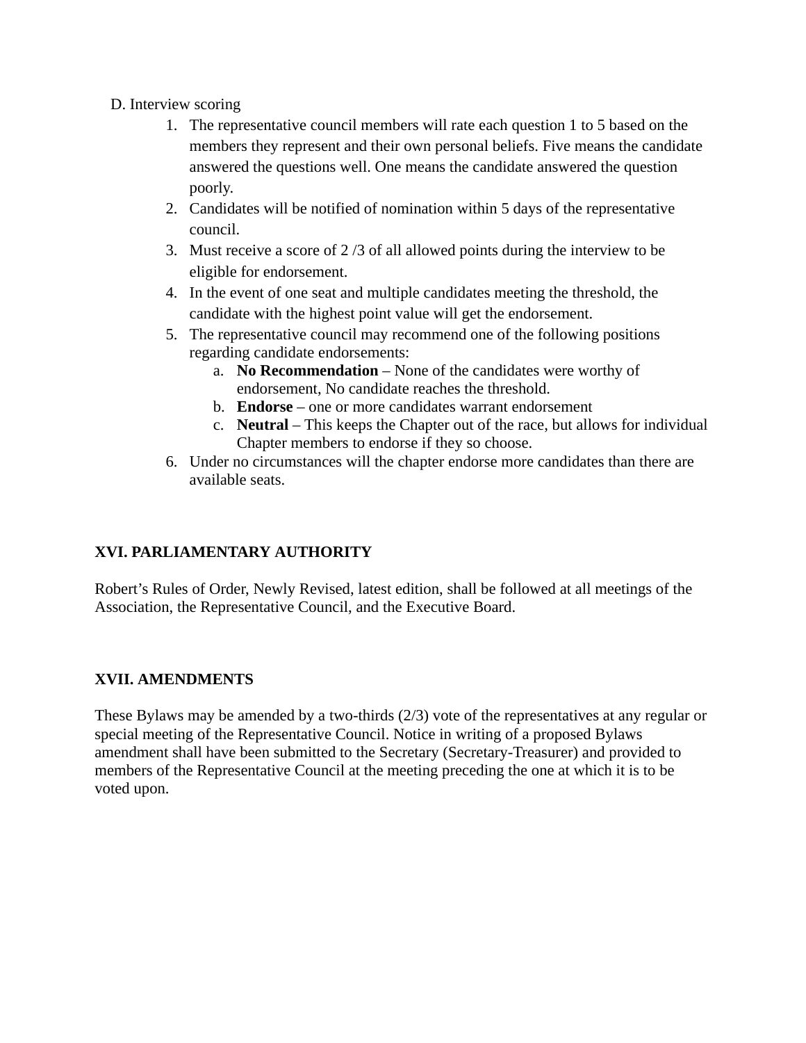D. Interview scoring

1. The representative council members will rate each question 1 to 5 based on the members they represent and their own personal beliefs. Five means the candidate answered the questions well. One means the candidate answered the question poorly.
2. Candidates will be notified of nomination within 5 days of the representative council.
3. Must receive a score of 2 /3 of all allowed points during the interview to be eligible for endorsement.
4. In the event of one seat and multiple candidates meeting the threshold, the candidate with the highest point value will get the endorsement.
5. The representative council may recommend one of the following positions regarding candidate endorsements:
    a. **No Recommendation** – None of the candidates were worthy of endorsement, No candidate reaches the threshold.
    b. **Endorse** – one or more candidates warrant endorsement
    c. **Neutral** – This keeps the Chapter out of the race, but allows for individual Chapter members to endorse if they so choose.
6. Under no circumstances will the chapter endorse more candidates than there are available seats.

## XVI. PARLIAMENTARY AUTHORITY

Robert's Rules of Order, Newly Revised, latest edition, shall be followed at all meetings of the Association, the Representative Council, and the Executive Board.

## XVII. AMENDMENTS

These Bylaws may be amended by a two-thirds (2/3) vote of the representatives at any regular or special meeting of the Representative Council. Notice in writing of a proposed Bylaws amendment shall have been submitted to the Secretary (Secretary-Treasurer) and provided to members of the Representative Council at the meeting preceding the one at which it is to be voted upon.